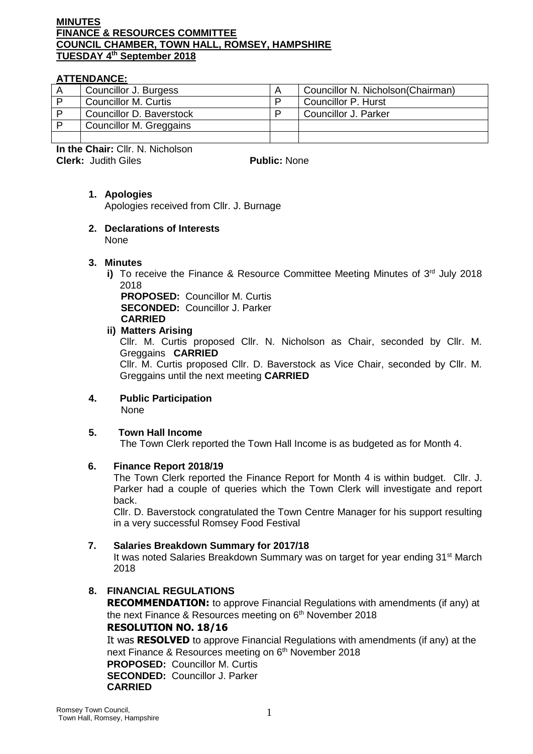**MINUTES**
**FINANCE & RESOURCES COMMITTEE**
**COUNCIL CHAMBER, TOWN HALL, ROMSEY, HAMPSHIRE**
**TUESDAY 4th September 2018**

**ATTENDANCE:**

| | | | |
|---|---|---|---|
| A | Councillor J. Burgess | A | Councillor N. Nicholson(Chairman) |
| P | Councillor M. Curtis | P | Councillor P. Hurst |
| P | Councillor D. Baverstock | P | Councillor J. Parker |
| P | Councillor M. Greggains | | |
| | | | |

**In the Chair:** Cllr. N. Nicholson
**Clerk:** Judith Giles **Public:** None

1. **Apologies**
   Apologies received from Cllr. J. Burnage

2. **Declarations of Interests**
   None

3. **Minutes**
   **i)** To receive the Finance & Resource Committee Meeting Minutes of 3rd July 2018 2018
   **PROPOSED:** Councillor M. Curtis
   **SECONDED:** Councillor J. Parker
   **CARRIED**

   **ii) Matters Arising**
   Cllr. M. Curtis proposed Cllr. N. Nicholson as Chair, seconded by Cllr. M. Greggains **CARRIED**
   Cllr. M. Curtis proposed Cllr. D. Baverstock as Vice Chair, seconded by Cllr. M. Greggains until the next meeting **CARRIED**

4. **Public Participation**
   None

5. **Town Hall Income**
   The Town Clerk reported the Town Hall Income is as budgeted as for Month 4.

6. **Finance Report 2018/19**
   The Town Clerk reported the Finance Report for Month 4 is within budget. Cllr. J. Parker had a couple of queries which the Town Clerk will investigate and report back.
   Cllr. D. Baverstock congratulated the Town Centre Manager for his support resulting in a very successful Romsey Food Festival

7. **Salaries Breakdown Summary for 2017/18**
   It was noted Salaries Breakdown Summary was on target for year ending 31st March 2018

8. **FINANCIAL REGULATIONS**
   **RECOMMENDATION:** to approve Financial Regulations with amendments (if any) at the next Finance & Resources meeting on 6th November 2018
   **RESOLUTION NO. 18/16**
   It was **RESOLVED** to approve Financial Regulations with amendments (if any) at the next Finance & Resources meeting on 6th November 2018
   **PROPOSED:** Councillor M. Curtis
   **SECONDED:** Councillor J. Parker
   **CARRIED**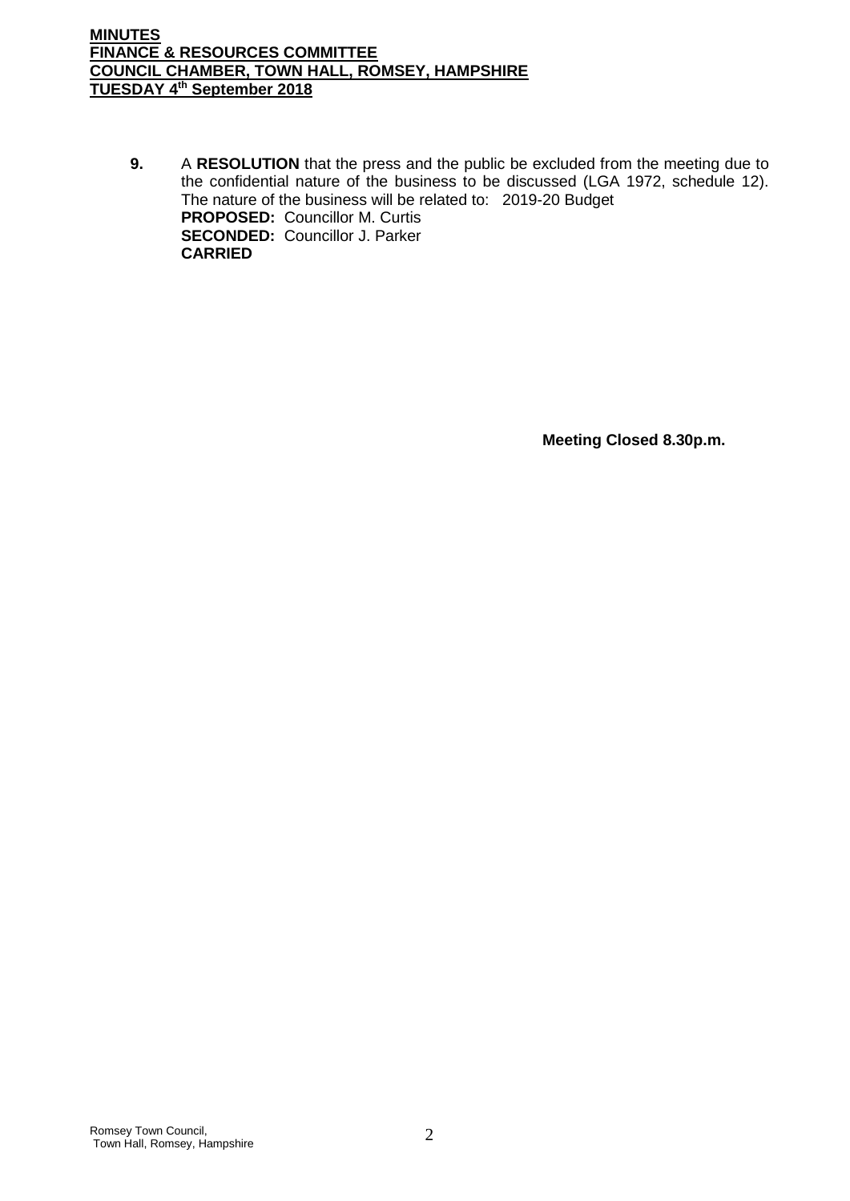**9.** A **RESOLUTION** that the press and the public be excluded from the meeting due to the confidential nature of the business to be discussed (LGA 1972, schedule 12). The nature of the business will be related to: 2019-20 Budget
**PROPOSED:** Councillor M. Curtis
**SECONDED:** Councillor J. Parker
**CARRIED**

**Meeting Closed 8.30p.m.**